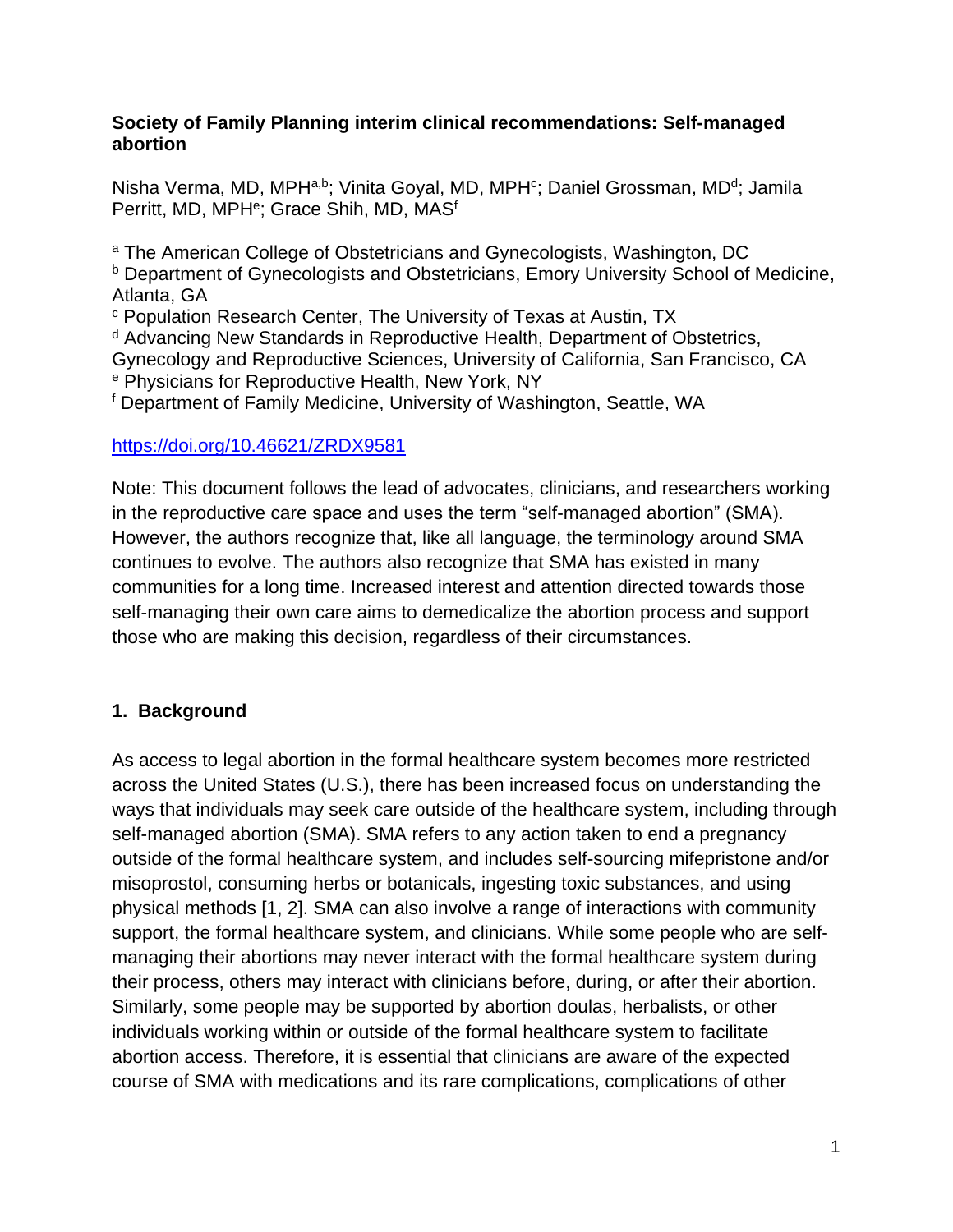# Society of Family Planning interim clinical recommendations: Self-managed abortion

Nisha Verma, MD, MPH[a,b]; Vinita Goyal, MD, MPH[c]; Daniel Grossman, MD[d]; Jamila Perritt, MD, MPH[e]; Grace Shih, MD, MAS[f]

[a] The American College of Obstetricians and Gynecologists, Washington, DC
[b] Department of Gynecologists and Obstetricians, Emory University School of Medicine, Atlanta, GA
[c] Population Research Center, The University of Texas at Austin, TX
[d] Advancing New Standards in Reproductive Health, Department of Obstetrics, Gynecology and Reproductive Sciences, University of California, San Francisco, CA
[e] Physicians for Reproductive Health, New York, NY
[f] Department of Family Medicine, University of Washington, Seattle, WA

https://doi.org/10.46621/ZRDX9581

Note: This document follows the lead of advocates, clinicians, and researchers working in the reproductive care space and uses the term "self-managed abortion" (SMA). However, the authors recognize that, like all language, the terminology around SMA continues to evolve. The authors also recognize that SMA has existed in many communities for a long time. Increased interest and attention directed towards those self-managing their own care aims to demedicalize the abortion process and support those who are making this decision, regardless of their circumstances.

## 1. Background

As access to legal abortion in the formal healthcare system becomes more restricted across the United States (U.S.), there has been increased focus on understanding the ways that individuals may seek care outside of the healthcare system, including through self-managed abortion (SMA). SMA refers to any action taken to end a pregnancy outside of the formal healthcare system, and includes self-sourcing mifepristone and/or misoprostol, consuming herbs or botanicals, ingesting toxic substances, and using physical methods [1, 2]. SMA can also involve a range of interactions with community support, the formal healthcare system, and clinicians. While some people who are self-managing their abortions may never interact with the formal healthcare system during their process, others may interact with clinicians before, during, or after their abortion. Similarly, some people may be supported by abortion doulas, herbalists, or other individuals working within or outside of the formal healthcare system to facilitate abortion access. Therefore, it is essential that clinicians are aware of the expected course of SMA with medications and its rare complications, complications of other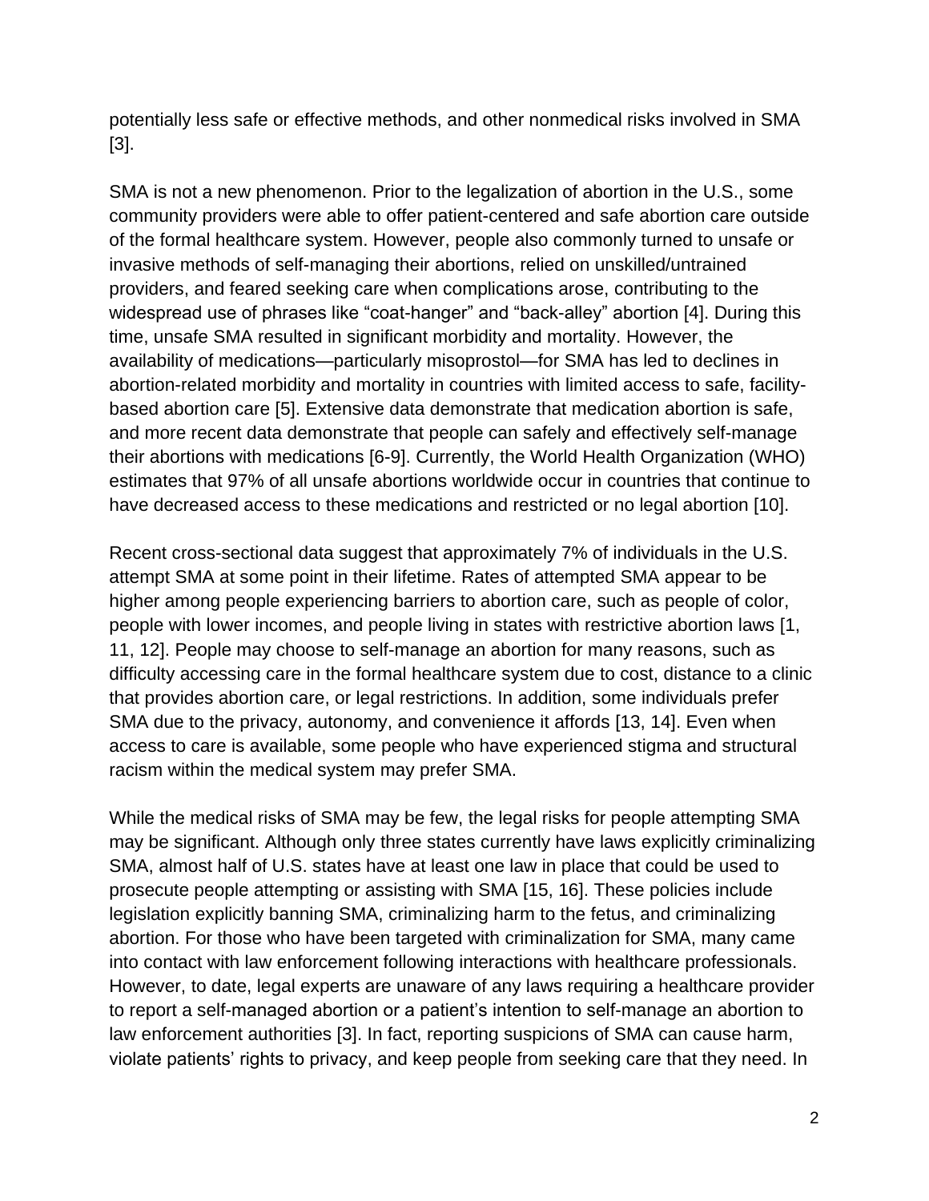potentially less safe or effective methods, and other nonmedical risks involved in SMA [3].

SMA is not a new phenomenon. Prior to the legalization of abortion in the U.S., some community providers were able to offer patient-centered and safe abortion care outside of the formal healthcare system. However, people also commonly turned to unsafe or invasive methods of self-managing their abortions, relied on unskilled/untrained providers, and feared seeking care when complications arose, contributing to the widespread use of phrases like "coat-hanger" and "back-alley" abortion [4]. During this time, unsafe SMA resulted in significant morbidity and mortality. However, the availability of medications—particularly misoprostol—for SMA has led to declines in abortion-related morbidity and mortality in countries with limited access to safe, facility-based abortion care [5]. Extensive data demonstrate that medication abortion is safe, and more recent data demonstrate that people can safely and effectively self-manage their abortions with medications [6-9]. Currently, the World Health Organization (WHO) estimates that 97% of all unsafe abortions worldwide occur in countries that continue to have decreased access to these medications and restricted or no legal abortion [10].

Recent cross-sectional data suggest that approximately 7% of individuals in the U.S. attempt SMA at some point in their lifetime. Rates of attempted SMA appear to be higher among people experiencing barriers to abortion care, such as people of color, people with lower incomes, and people living in states with restrictive abortion laws [1, 11, 12]. People may choose to self-manage an abortion for many reasons, such as difficulty accessing care in the formal healthcare system due to cost, distance to a clinic that provides abortion care, or legal restrictions. In addition, some individuals prefer SMA due to the privacy, autonomy, and convenience it affords [13, 14]. Even when access to care is available, some people who have experienced stigma and structural racism within the medical system may prefer SMA.

While the medical risks of SMA may be few, the legal risks for people attempting SMA may be significant. Although only three states currently have laws explicitly criminalizing SMA, almost half of U.S. states have at least one law in place that could be used to prosecute people attempting or assisting with SMA [15, 16]. These policies include legislation explicitly banning SMA, criminalizing harm to the fetus, and criminalizing abortion. For those who have been targeted with criminalization for SMA, many came into contact with law enforcement following interactions with healthcare professionals. However, to date, legal experts are unaware of any laws requiring a healthcare provider to report a self-managed abortion or a patient's intention to self-manage an abortion to law enforcement authorities [3]. In fact, reporting suspicions of SMA can cause harm, violate patients' rights to privacy, and keep people from seeking care that they need. In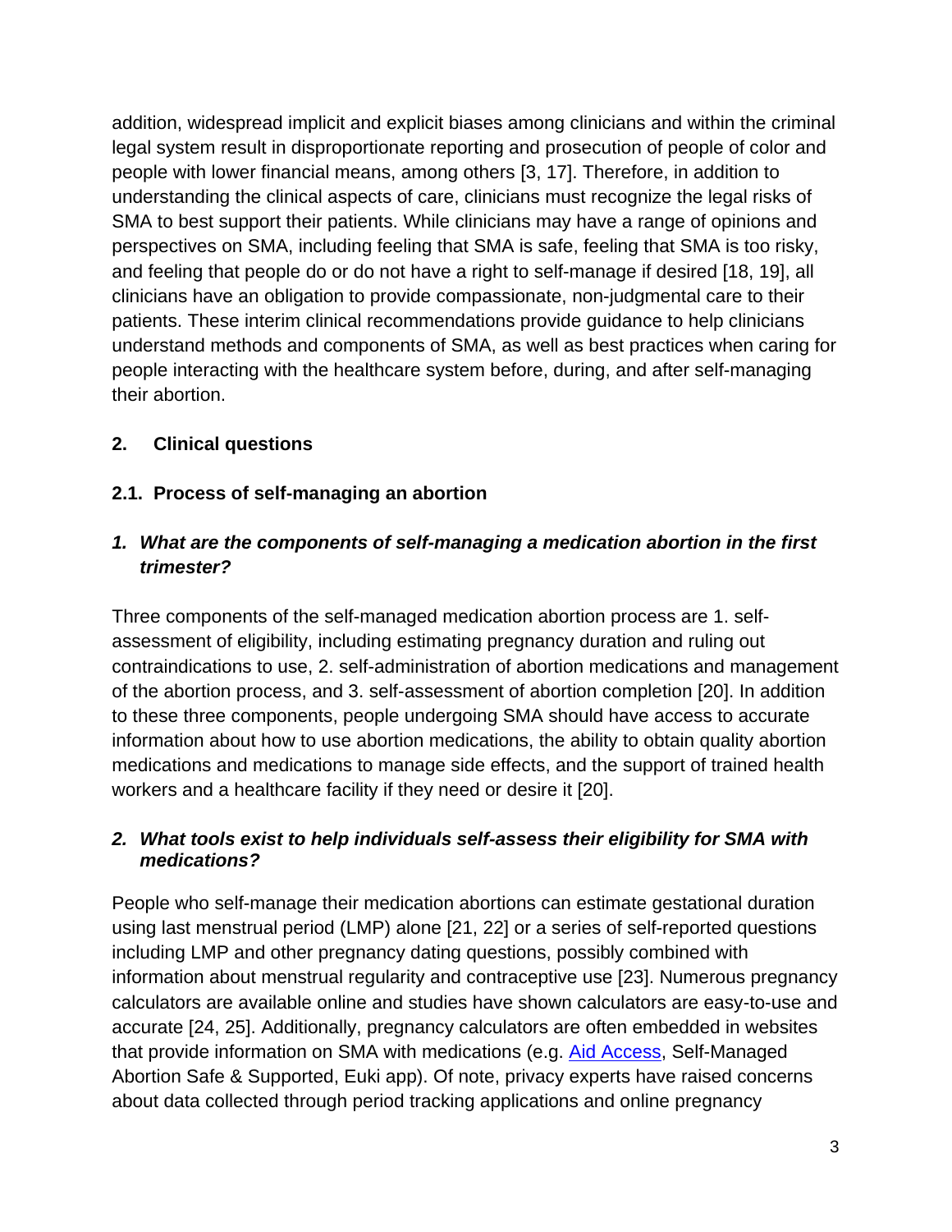addition, widespread implicit and explicit biases among clinicians and within the criminal legal system result in disproportionate reporting and prosecution of people of color and people with lower financial means, among others [3, 17]. Therefore, in addition to understanding the clinical aspects of care, clinicians must recognize the legal risks of SMA to best support their patients. While clinicians may have a range of opinions and perspectives on SMA, including feeling that SMA is safe, feeling that SMA is too risky, and feeling that people do or do not have a right to self-manage if desired [18, 19], all clinicians have an obligation to provide compassionate, non-judgmental care to their patients. These interim clinical recommendations provide guidance to help clinicians understand methods and components of SMA, as well as best practices when caring for people interacting with the healthcare system before, during, and after self-managing their abortion.

## 2. Clinical questions

### 2.1. Process of self-managing an abortion

#### *1. What are the components of self-managing a medication abortion in the first trimester?*

Three components of the self-managed medication abortion process are 1. self-assessment of eligibility, including estimating pregnancy duration and ruling out contraindications to use, 2. self-administration of abortion medications and management of the abortion process, and 3. self-assessment of abortion completion [20]. In addition to these three components, people undergoing SMA should have access to accurate information about how to use abortion medications, the ability to obtain quality abortion medications and medications to manage side effects, and the support of trained health workers and a healthcare facility if they need or desire it [20].

#### *2. What tools exist to help individuals self-assess their eligibility for SMA with medications?*

People who self-manage their medication abortions can estimate gestational duration using last menstrual period (LMP) alone [21, 22] or a series of self-reported questions including LMP and other pregnancy dating questions, possibly combined with information about menstrual regularity and contraceptive use [23]. Numerous pregnancy calculators are available online and studies have shown calculators are easy-to-use and accurate [24, 25]. Additionally, pregnancy calculators are often embedded in websites that provide information on SMA with medications (e.g. Aid Access, Self-Managed Abortion Safe & Supported, Euki app). Of note, privacy experts have raised concerns about data collected through period tracking applications and online pregnancy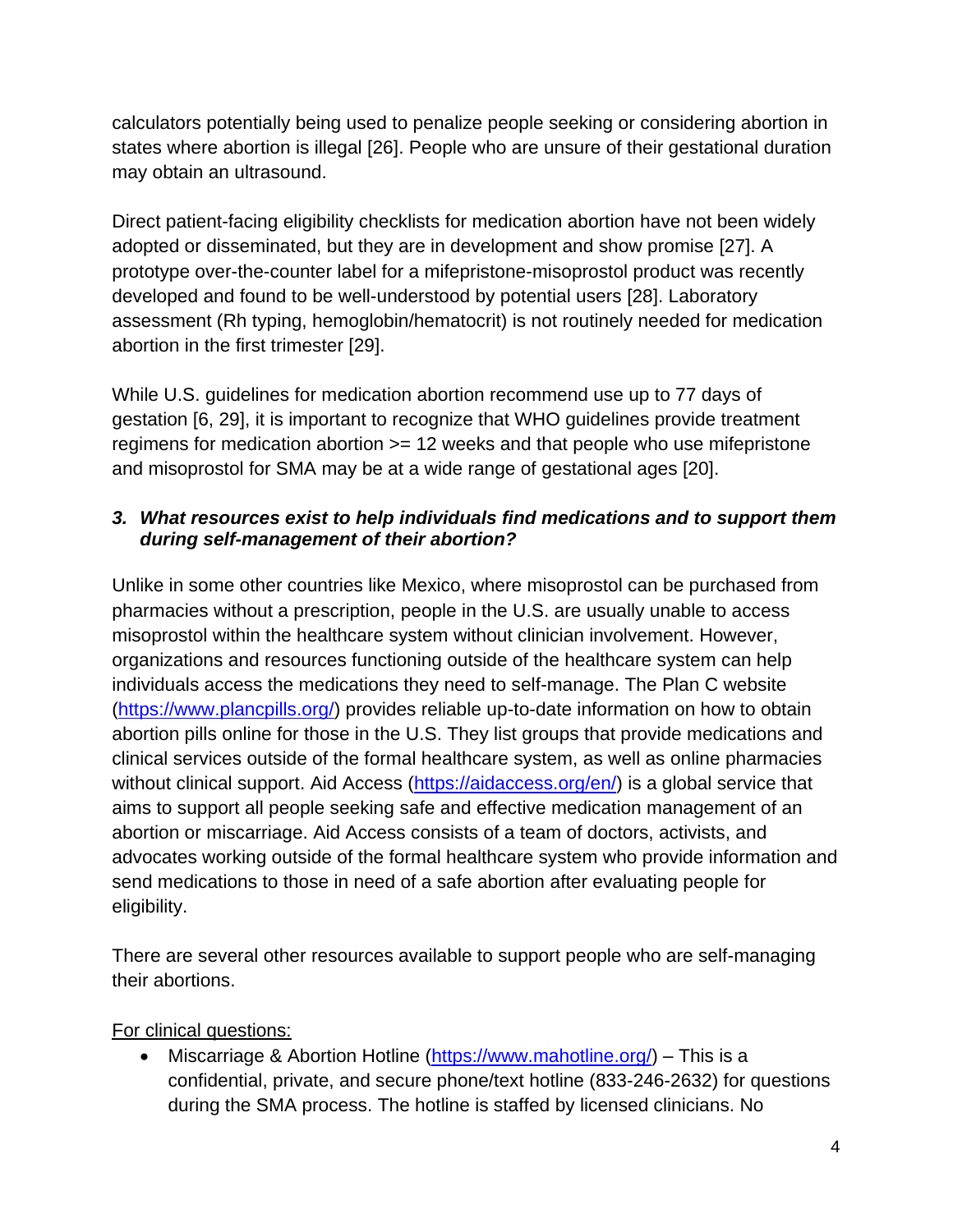calculators potentially being used to penalize people seeking or considering abortion in states where abortion is illegal [26]. People who are unsure of their gestational duration may obtain an ultrasound.

Direct patient-facing eligibility checklists for medication abortion have not been widely adopted or disseminated, but they are in development and show promise [27]. A prototype over-the-counter label for a mifepristone-misoprostol product was recently developed and found to be well-understood by potential users [28]. Laboratory assessment (Rh typing, hemoglobin/hematocrit) is not routinely needed for medication abortion in the first trimester [29].

While U.S. guidelines for medication abortion recommend use up to 77 days of gestation [6, 29], it is important to recognize that WHO guidelines provide treatment regimens for medication abortion >= 12 weeks and that people who use mifepristone and misoprostol for SMA may be at a wide range of gestational ages [20].

### 3. *What resources exist to help individuals find medications and to support them during self-management of their abortion?*

Unlike in some other countries like Mexico, where misoprostol can be purchased from pharmacies without a prescription, people in the U.S. are usually unable to access misoprostol within the healthcare system without clinician involvement. However, organizations and resources functioning outside of the healthcare system can help individuals access the medications they need to self-manage. The Plan C website (https://www.plancpills.org/) provides reliable up-to-date information on how to obtain abortion pills online for those in the U.S. They list groups that provide medications and clinical services outside of the formal healthcare system, as well as online pharmacies without clinical support. Aid Access (https://aidaccess.org/en/) is a global service that aims to support all people seeking safe and effective medication management of an abortion or miscarriage. Aid Access consists of a team of doctors, activists, and advocates working outside of the formal healthcare system who provide information and send medications to those in need of a safe abortion after evaluating people for eligibility.

There are several other resources available to support people who are self-managing their abortions.

For clinical questions:

- Miscarriage & Abortion Hotline (https://www.mahotline.org/) – This is a confidential, private, and secure phone/text hotline (833-246-2632) for questions during the SMA process. The hotline is staffed by licensed clinicians. No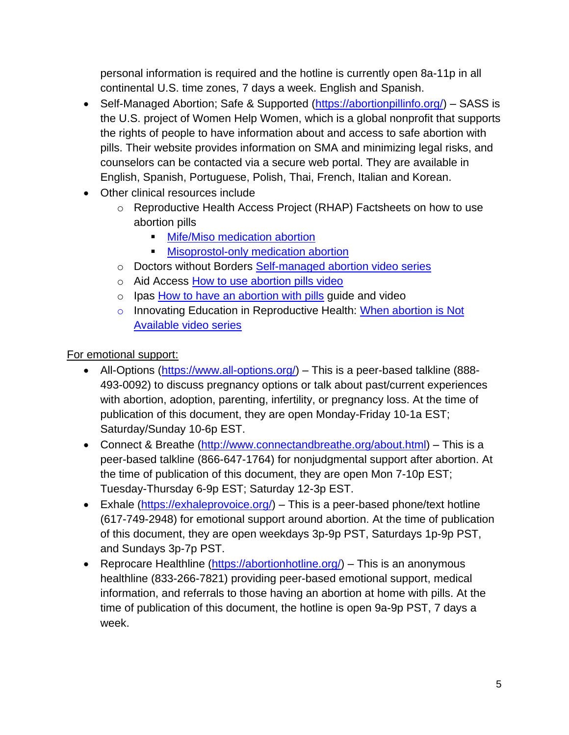personal information is required and the hotline is currently open 8a-11p in all continental U.S. time zones, 7 days a week. English and Spanish.

- Self-Managed Abortion; Safe & Supported (https://abortionpillinfo.org/) – SASS is the U.S. project of Women Help Women, which is a global nonprofit that supports the rights of people to have information about and access to safe abortion with pills. Their website provides information on SMA and minimizing legal risks, and counselors can be contacted via a secure web portal. They are available in English, Spanish, Portuguese, Polish, Thai, French, Italian and Korean.
- Other clinical resources include
  - Reproductive Health Access Project (RHAP) Factsheets on how to use abortion pills
    - Mife/Miso medication abortion
    - Misoprostol-only medication abortion
  - Doctors without Borders Self-managed abortion video series
  - Aid Access How to use abortion pills video
  - Ipas How to have an abortion with pills guide and video
  - Innovating Education in Reproductive Health: When abortion is Not Available video series

<u>For emotional support:</u>

- All-Options (https://www.all-options.org/) – This is a peer-based talkline (888-493-0092) to discuss pregnancy options or talk about past/current experiences with abortion, adoption, parenting, infertility, or pregnancy loss. At the time of publication of this document, they are open Monday-Friday 10-1a EST; Saturday/Sunday 10-6p EST.
- Connect & Breathe (http://www.connectandbreathe.org/about.html) – This is a peer-based talkline (866-647-1764) for nonjudgmental support after abortion. At the time of publication of this document, they are open Mon 7-10p EST; Tuesday-Thursday 6-9p EST; Saturday 12-3p EST.
- Exhale (https://exhaleprovoice.org/) – This is a peer-based phone/text hotline (617-749-2948) for emotional support around abortion. At the time of publication of this document, they are open weekdays 3p-9p PST, Saturdays 1p-9p PST, and Sundays 3p-7p PST.
- Reprocare Healthline (https://abortionhotline.org/) – This is an anonymous healthline (833-266-7821) providing peer-based emotional support, medical information, and referrals to those having an abortion at home with pills. At the time of publication of this document, the hotline is open 9a-9p PST, 7 days a week.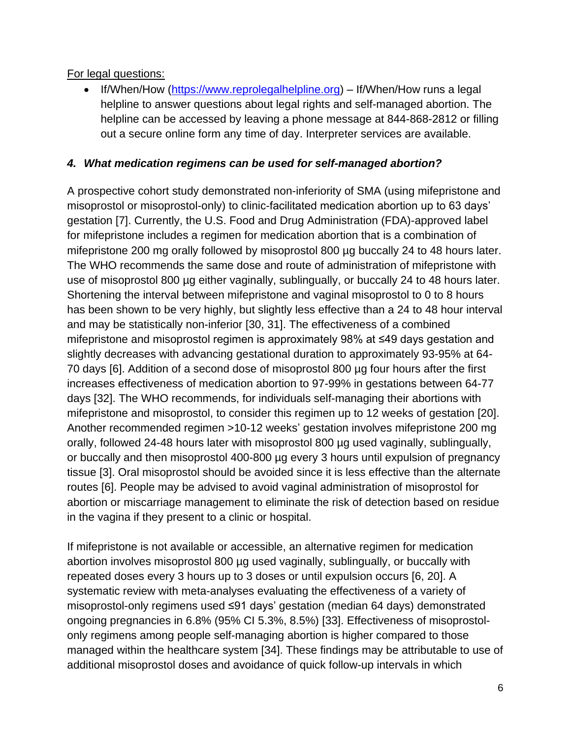<u>For legal questions:</u>

- If/When/How ([https://www.reprolegalhelpline.org](https://www.reprolegalhelpline.org)) – If/When/How runs a legal helpline to answer questions about legal rights and self-managed abortion. The helpline can be accessed by leaving a phone message at 844-868-2812 or filling out a secure online form any time of day. Interpreter services are available.

### *4. What medication regimens can be used for self-managed abortion?*

A prospective cohort study demonstrated non-inferiority of SMA (using mifepristone and misoprostol or misoprostol-only) to clinic-facilitated medication abortion up to 63 days' gestation [7]. Currently, the U.S. Food and Drug Administration (FDA)-approved label for mifepristone includes a regimen for medication abortion that is a combination of mifepristone 200 mg orally followed by misoprostol 800 µg buccally 24 to 48 hours later. The WHO recommends the same dose and route of administration of mifepristone with use of misoprostol 800 µg either vaginally, sublingually, or buccally 24 to 48 hours later. Shortening the interval between mifepristone and vaginal misoprostol to 0 to 8 hours has been shown to be very highly, but slightly less effective than a 24 to 48 hour interval and may be statistically non-inferior [30, 31]. The effectiveness of a combined mifepristone and misoprostol regimen is approximately 98% at ≤49 days gestation and slightly decreases with advancing gestational duration to approximately 93-95% at 64-70 days [6]. Addition of a second dose of misoprostol 800 µg four hours after the first increases effectiveness of medication abortion to 97-99% in gestations between 64-77 days [32]. The WHO recommends, for individuals self-managing their abortions with mifepristone and misoprostol, to consider this regimen up to 12 weeks of gestation [20]. Another recommended regimen >10-12 weeks' gestation involves mifepristone 200 mg orally, followed 24-48 hours later with misoprostol 800 µg used vaginally, sublingually, or buccally and then misoprostol 400-800 µg every 3 hours until expulsion of pregnancy tissue [3]. Oral misoprostol should be avoided since it is less effective than the alternate routes [6]. People may be advised to avoid vaginal administration of misoprostol for abortion or miscarriage management to eliminate the risk of detection based on residue in the vagina if they present to a clinic or hospital.

If mifepristone is not available or accessible, an alternative regimen for medication abortion involves misoprostol 800 µg used vaginally, sublingually, or buccally with repeated doses every 3 hours up to 3 doses or until expulsion occurs [6, 20]. A systematic review with meta-analyses evaluating the effectiveness of a variety of misoprostol-only regimens used ≤91 days' gestation (median 64 days) demonstrated ongoing pregnancies in 6.8% (95% CI 5.3%, 8.5%) [33]. Effectiveness of misoprostol-only regimens among people self-managing abortion is higher compared to those managed within the healthcare system [34]. These findings may be attributable to use of additional misoprostol doses and avoidance of quick follow-up intervals in which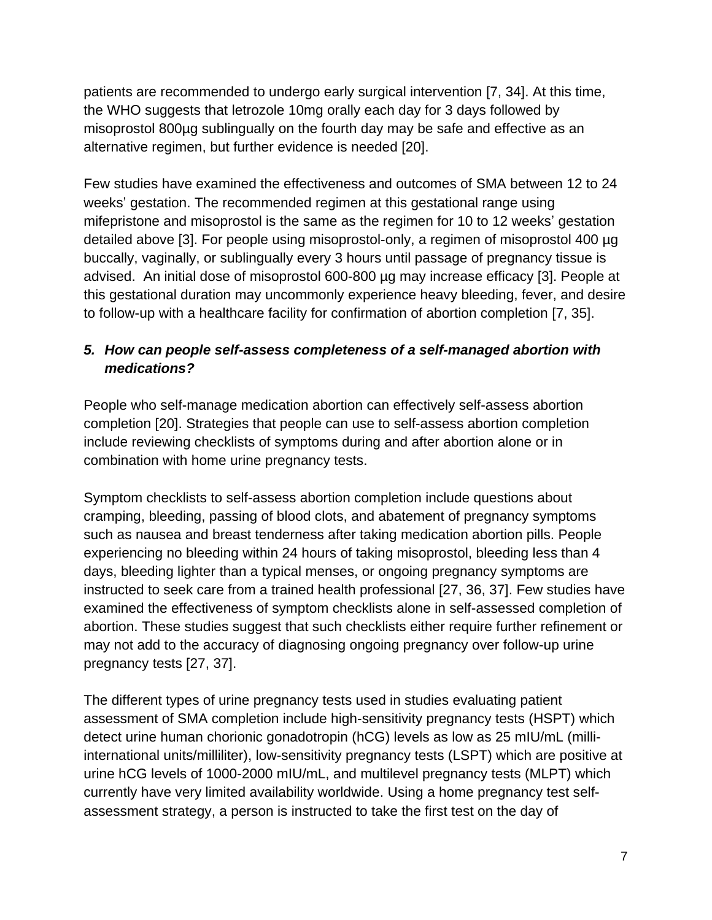patients are recommended to undergo early surgical intervention [7, 34]. At this time, the WHO suggests that letrozole 10mg orally each day for 3 days followed by misoprostol 800µg sublingually on the fourth day may be safe and effective as an alternative regimen, but further evidence is needed [20].

Few studies have examined the effectiveness and outcomes of SMA between 12 to 24 weeks' gestation. The recommended regimen at this gestational range using mifepristone and misoprostol is the same as the regimen for 10 to 12 weeks' gestation detailed above [3]. For people using misoprostol-only, a regimen of misoprostol 400 µg buccally, vaginally, or sublingually every 3 hours until passage of pregnancy tissue is advised. An initial dose of misoprostol 600-800 µg may increase efficacy [3]. People at this gestational duration may uncommonly experience heavy bleeding, fever, and desire to follow-up with a healthcare facility for confirmation of abortion completion [7, 35].

### 5. *How can people self-assess completeness of a self-managed abortion with medications?*

People who self-manage medication abortion can effectively self-assess abortion completion [20]. Strategies that people can use to self-assess abortion completion include reviewing checklists of symptoms during and after abortion alone or in combination with home urine pregnancy tests.

Symptom checklists to self-assess abortion completion include questions about cramping, bleeding, passing of blood clots, and abatement of pregnancy symptoms such as nausea and breast tenderness after taking medication abortion pills. People experiencing no bleeding within 24 hours of taking misoprostol, bleeding less than 4 days, bleeding lighter than a typical menses, or ongoing pregnancy symptoms are instructed to seek care from a trained health professional [27, 36, 37]. Few studies have examined the effectiveness of symptom checklists alone in self-assessed completion of abortion. These studies suggest that such checklists either require further refinement or may not add to the accuracy of diagnosing ongoing pregnancy over follow-up urine pregnancy tests [27, 37].

The different types of urine pregnancy tests used in studies evaluating patient assessment of SMA completion include high-sensitivity pregnancy tests (HSPT) which detect urine human chorionic gonadotropin (hCG) levels as low as 25 mIU/mL (milli-international units/milliliter), low-sensitivity pregnancy tests (LSPT) which are positive at urine hCG levels of 1000-2000 mIU/mL, and multilevel pregnancy tests (MLPT) which currently have very limited availability worldwide. Using a home pregnancy test self-assessment strategy, a person is instructed to take the first test on the day of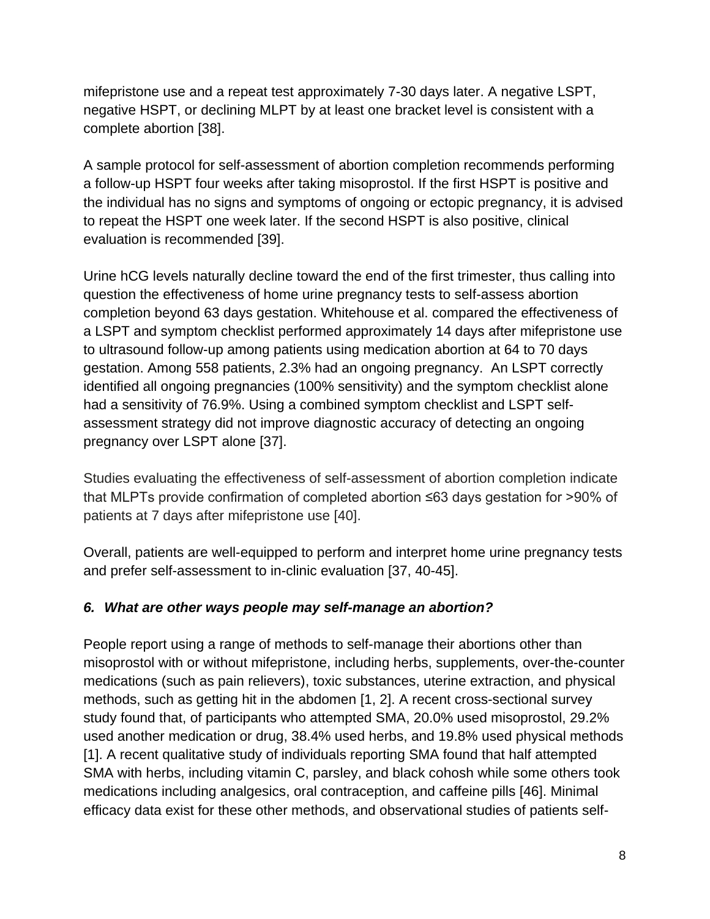mifepristone use and a repeat test approximately 7-30 days later. A negative LSPT, negative HSPT, or declining MLPT by at least one bracket level is consistent with a complete abortion [38].

A sample protocol for self-assessment of abortion completion recommends performing a follow-up HSPT four weeks after taking misoprostol. If the first HSPT is positive and the individual has no signs and symptoms of ongoing or ectopic pregnancy, it is advised to repeat the HSPT one week later. If the second HSPT is also positive, clinical evaluation is recommended [39].

Urine hCG levels naturally decline toward the end of the first trimester, thus calling into question the effectiveness of home urine pregnancy tests to self-assess abortion completion beyond 63 days gestation. Whitehouse et al. compared the effectiveness of a LSPT and symptom checklist performed approximately 14 days after mifepristone use to ultrasound follow-up among patients using medication abortion at 64 to 70 days gestation. Among 558 patients, 2.3% had an ongoing pregnancy. An LSPT correctly identified all ongoing pregnancies (100% sensitivity) and the symptom checklist alone had a sensitivity of 76.9%. Using a combined symptom checklist and LSPT self-assessment strategy did not improve diagnostic accuracy of detecting an ongoing pregnancy over LSPT alone [37].

Studies evaluating the effectiveness of self-assessment of abortion completion indicate that MLPTs provide confirmation of completed abortion ≤63 days gestation for >90% of patients at 7 days after mifepristone use [40].

Overall, patients are well-equipped to perform and interpret home urine pregnancy tests and prefer self-assessment to in-clinic evaluation [37, 40-45].

### *6. What are other ways people may self-manage an abortion?*

People report using a range of methods to self-manage their abortions other than misoprostol with or without mifepristone, including herbs, supplements, over-the-counter medications (such as pain relievers), toxic substances, uterine extraction, and physical methods, such as getting hit in the abdomen [1, 2]. A recent cross-sectional survey study found that, of participants who attempted SMA, 20.0% used misoprostol, 29.2% used another medication or drug, 38.4% used herbs, and 19.8% used physical methods [1]. A recent qualitative study of individuals reporting SMA found that half attempted SMA with herbs, including vitamin C, parsley, and black cohosh while some others took medications including analgesics, oral contraception, and caffeine pills [46]. Minimal efficacy data exist for these other methods, and observational studies of patients self-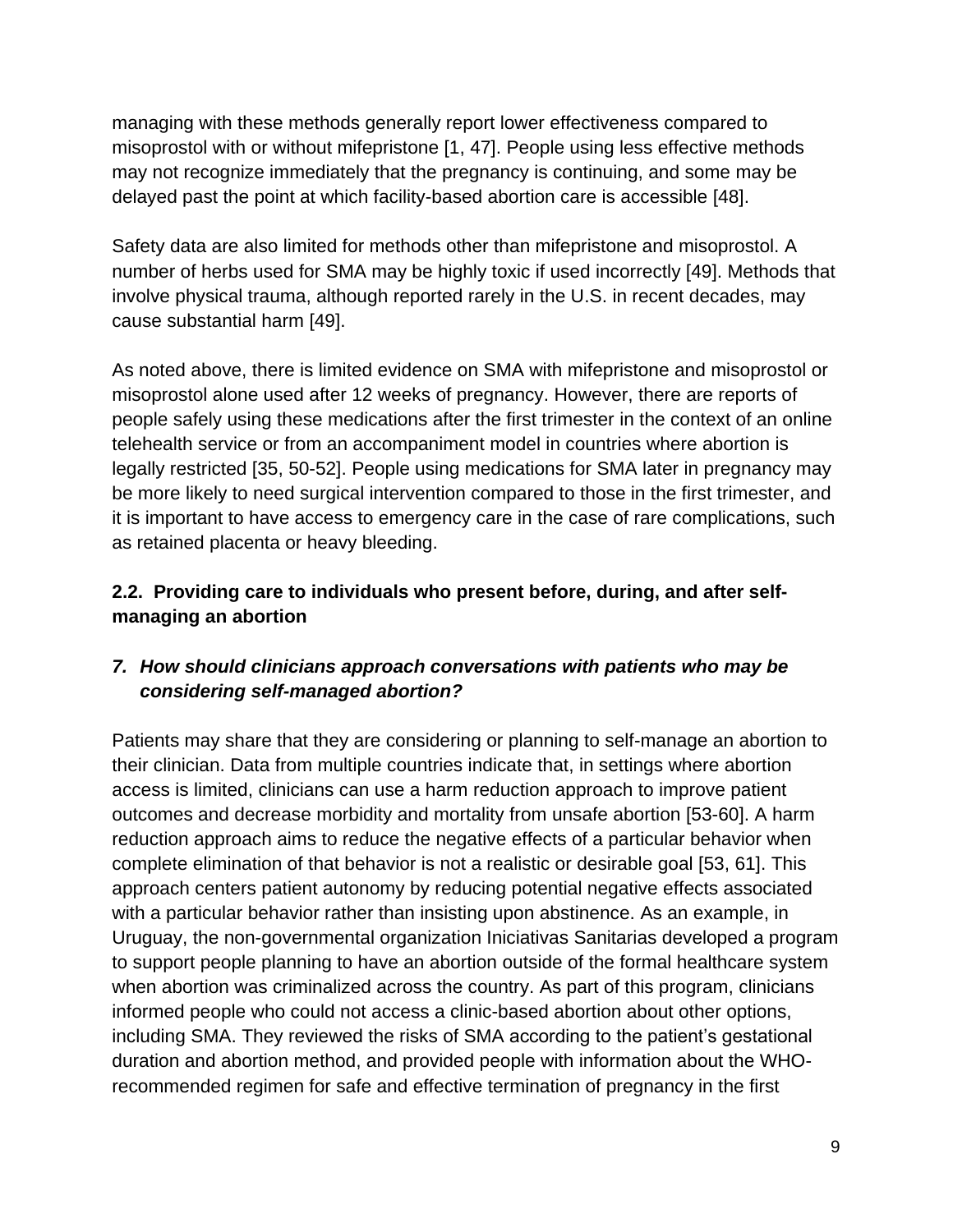managing with these methods generally report lower effectiveness compared to misoprostol with or without mifepristone [1, 47]. People using less effective methods may not recognize immediately that the pregnancy is continuing, and some may be delayed past the point at which facility-based abortion care is accessible [48].

Safety data are also limited for methods other than mifepristone and misoprostol. A number of herbs used for SMA may be highly toxic if used incorrectly [49]. Methods that involve physical trauma, although reported rarely in the U.S. in recent decades, may cause substantial harm [49].

As noted above, there is limited evidence on SMA with mifepristone and misoprostol or misoprostol alone used after 12 weeks of pregnancy. However, there are reports of people safely using these medications after the first trimester in the context of an online telehealth service or from an accompaniment model in countries where abortion is legally restricted [35, 50-52]. People using medications for SMA later in pregnancy may be more likely to need surgical intervention compared to those in the first trimester, and it is important to have access to emergency care in the case of rare complications, such as retained placenta or heavy bleeding.

### 2.2. Providing care to individuals who present before, during, and after self-managing an abortion

#### *7. How should clinicians approach conversations with patients who may be considering self-managed abortion?*

Patients may share that they are considering or planning to self-manage an abortion to their clinician. Data from multiple countries indicate that, in settings where abortion access is limited, clinicians can use a harm reduction approach to improve patient outcomes and decrease morbidity and mortality from unsafe abortion [53-60]. A harm reduction approach aims to reduce the negative effects of a particular behavior when complete elimination of that behavior is not a realistic or desirable goal [53, 61]. This approach centers patient autonomy by reducing potential negative effects associated with a particular behavior rather than insisting upon abstinence. As an example, in Uruguay, the non-governmental organization Iniciativas Sanitarias developed a program to support people planning to have an abortion outside of the formal healthcare system when abortion was criminalized across the country. As part of this program, clinicians informed people who could not access a clinic-based abortion about other options, including SMA. They reviewed the risks of SMA according to the patient's gestational duration and abortion method, and provided people with information about the WHO-recommended regimen for safe and effective termination of pregnancy in the first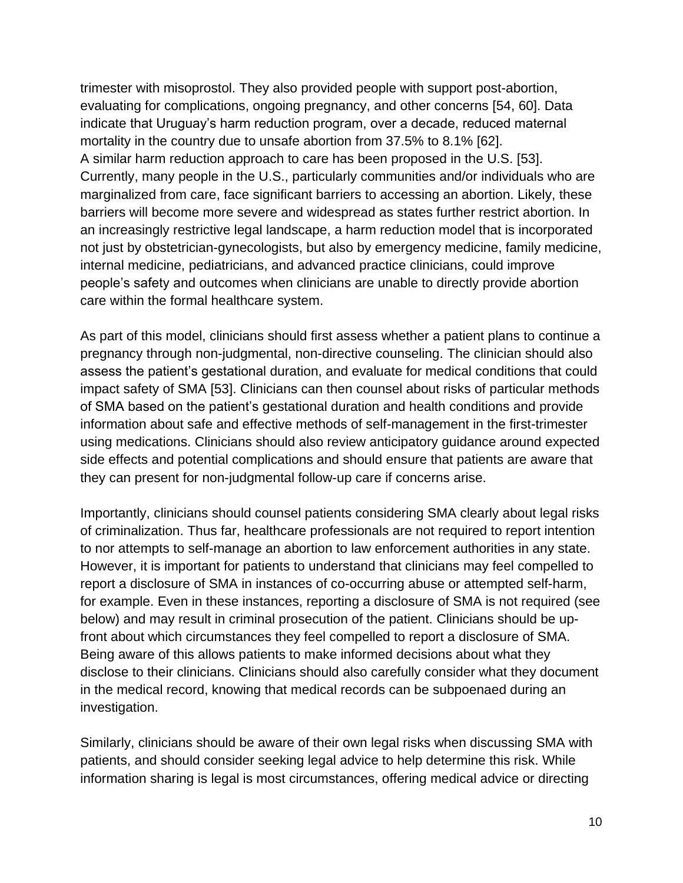trimester with misoprostol. They also provided people with support post-abortion, evaluating for complications, ongoing pregnancy, and other concerns [54, 60]. Data indicate that Uruguay's harm reduction program, over a decade, reduced maternal mortality in the country due to unsafe abortion from 37.5% to 8.1% [62].
A similar harm reduction approach to care has been proposed in the U.S. [53]. Currently, many people in the U.S., particularly communities and/or individuals who are marginalized from care, face significant barriers to accessing an abortion. Likely, these barriers will become more severe and widespread as states further restrict abortion. In an increasingly restrictive legal landscape, a harm reduction model that is incorporated not just by obstetrician-gynecologists, but also by emergency medicine, family medicine, internal medicine, pediatricians, and advanced practice clinicians, could improve people's safety and outcomes when clinicians are unable to directly provide abortion care within the formal healthcare system.

As part of this model, clinicians should first assess whether a patient plans to continue a pregnancy through non-judgmental, non-directive counseling. The clinician should also assess the patient's gestational duration, and evaluate for medical conditions that could impact safety of SMA [53]. Clinicians can then counsel about risks of particular methods of SMA based on the patient's gestational duration and health conditions and provide information about safe and effective methods of self-management in the first-trimester using medications. Clinicians should also review anticipatory guidance around expected side effects and potential complications and should ensure that patients are aware that they can present for non-judgmental follow-up care if concerns arise.

Importantly, clinicians should counsel patients considering SMA clearly about legal risks of criminalization. Thus far, healthcare professionals are not required to report intention to nor attempts to self-manage an abortion to law enforcement authorities in any state. However, it is important for patients to understand that clinicians may feel compelled to report a disclosure of SMA in instances of co-occurring abuse or attempted self-harm, for example. Even in these instances, reporting a disclosure of SMA is not required (see below) and may result in criminal prosecution of the patient. Clinicians should be up-front about which circumstances they feel compelled to report a disclosure of SMA. Being aware of this allows patients to make informed decisions about what they disclose to their clinicians. Clinicians should also carefully consider what they document in the medical record, knowing that medical records can be subpoenaed during an investigation.

Similarly, clinicians should be aware of their own legal risks when discussing SMA with patients, and should consider seeking legal advice to help determine this risk. While information sharing is legal is most circumstances, offering medical advice or directing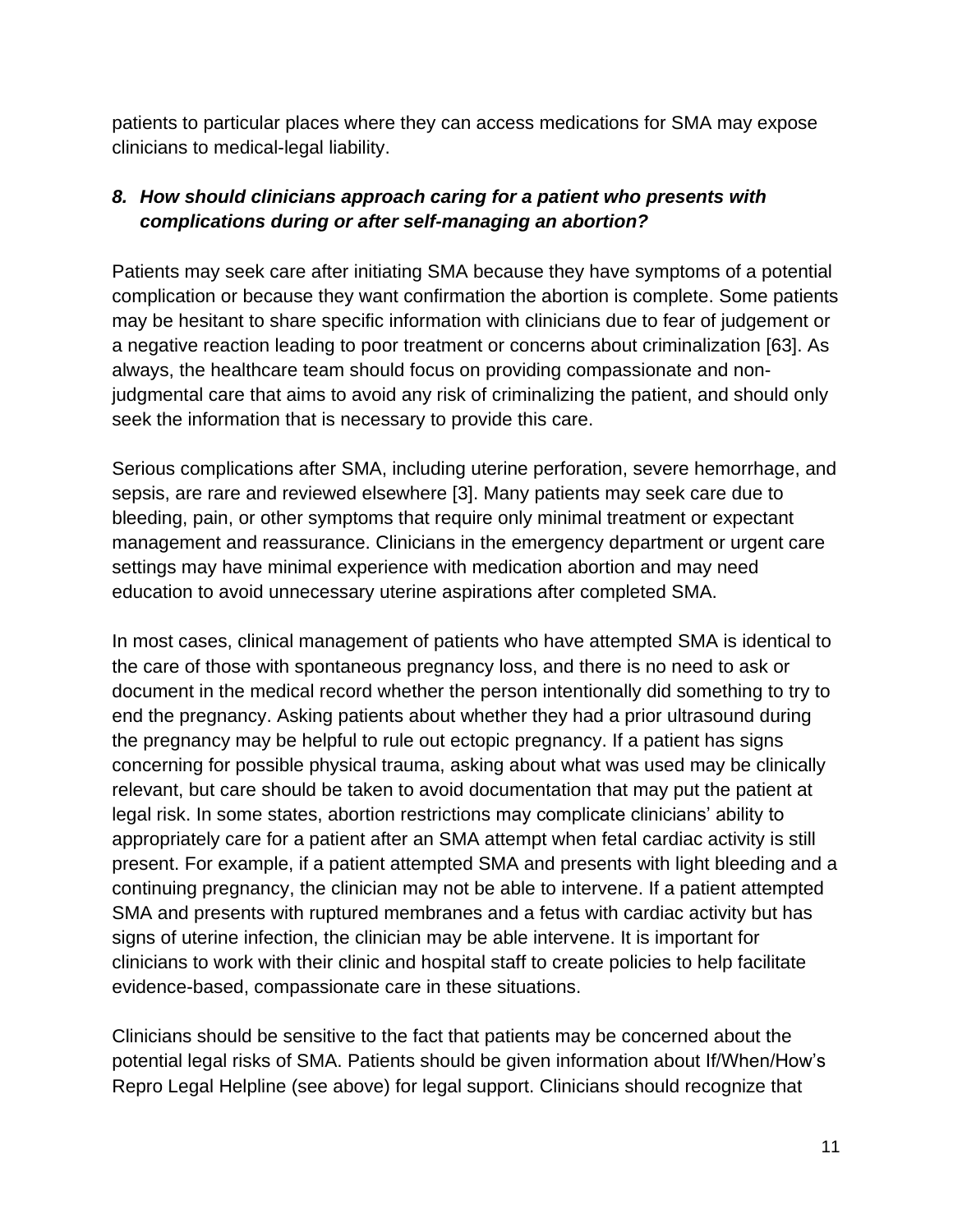patients to particular places where they can access medications for SMA may expose clinicians to medical-legal liability.

### *8. How should clinicians approach caring for a patient who presents with complications during or after self-managing an abortion?*

Patients may seek care after initiating SMA because they have symptoms of a potential complication or because they want confirmation the abortion is complete. Some patients may be hesitant to share specific information with clinicians due to fear of judgement or a negative reaction leading to poor treatment or concerns about criminalization [63]. As always, the healthcare team should focus on providing compassionate and non-judgmental care that aims to avoid any risk of criminalizing the patient, and should only seek the information that is necessary to provide this care.

Serious complications after SMA, including uterine perforation, severe hemorrhage, and sepsis, are rare and reviewed elsewhere [3]. Many patients may seek care due to bleeding, pain, or other symptoms that require only minimal treatment or expectant management and reassurance. Clinicians in the emergency department or urgent care settings may have minimal experience with medication abortion and may need education to avoid unnecessary uterine aspirations after completed SMA.

In most cases, clinical management of patients who have attempted SMA is identical to the care of those with spontaneous pregnancy loss, and there is no need to ask or document in the medical record whether the person intentionally did something to try to end the pregnancy. Asking patients about whether they had a prior ultrasound during the pregnancy may be helpful to rule out ectopic pregnancy. If a patient has signs concerning for possible physical trauma, asking about what was used may be clinically relevant, but care should be taken to avoid documentation that may put the patient at legal risk. In some states, abortion restrictions may complicate clinicians' ability to appropriately care for a patient after an SMA attempt when fetal cardiac activity is still present. For example, if a patient attempted SMA and presents with light bleeding and a continuing pregnancy, the clinician may not be able to intervene. If a patient attempted SMA and presents with ruptured membranes and a fetus with cardiac activity but has signs of uterine infection, the clinician may be able intervene. It is important for clinicians to work with their clinic and hospital staff to create policies to help facilitate evidence-based, compassionate care in these situations.

Clinicians should be sensitive to the fact that patients may be concerned about the potential legal risks of SMA. Patients should be given information about If/When/How's Repro Legal Helpline (see above) for legal support. Clinicians should recognize that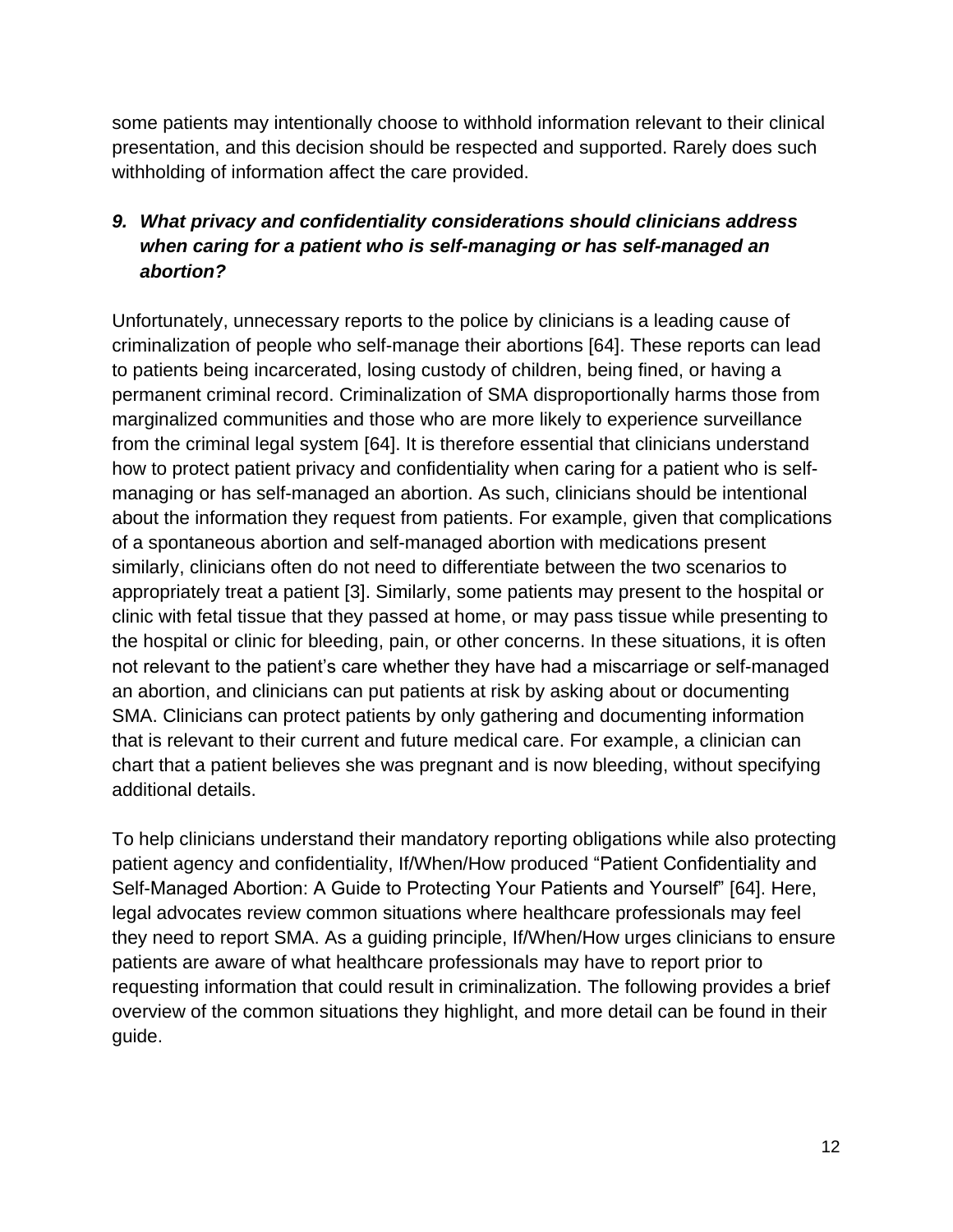some patients may intentionally choose to withhold information relevant to their clinical presentation, and this decision should be respected and supported. Rarely does such withholding of information affect the care provided.

### *9. What privacy and confidentiality considerations should clinicians address when caring for a patient who is self-managing or has self-managed an abortion?*

Unfortunately, unnecessary reports to the police by clinicians is a leading cause of criminalization of people who self-manage their abortions [64]. These reports can lead to patients being incarcerated, losing custody of children, being fined, or having a permanent criminal record. Criminalization of SMA disproportionally harms those from marginalized communities and those who are more likely to experience surveillance from the criminal legal system [64]. It is therefore essential that clinicians understand how to protect patient privacy and confidentiality when caring for a patient who is self-managing or has self-managed an abortion. As such, clinicians should be intentional about the information they request from patients. For example, given that complications of a spontaneous abortion and self-managed abortion with medications present similarly, clinicians often do not need to differentiate between the two scenarios to appropriately treat a patient [3]. Similarly, some patients may present to the hospital or clinic with fetal tissue that they passed at home, or may pass tissue while presenting to the hospital or clinic for bleeding, pain, or other concerns. In these situations, it is often not relevant to the patient's care whether they have had a miscarriage or self-managed an abortion, and clinicians can put patients at risk by asking about or documenting SMA. Clinicians can protect patients by only gathering and documenting information that is relevant to their current and future medical care. For example, a clinician can chart that a patient believes she was pregnant and is now bleeding, without specifying additional details.

To help clinicians understand their mandatory reporting obligations while also protecting patient agency and confidentiality, If/When/How produced "Patient Confidentiality and Self-Managed Abortion: A Guide to Protecting Your Patients and Yourself" [64]. Here, legal advocates review common situations where healthcare professionals may feel they need to report SMA. As a guiding principle, If/When/How urges clinicians to ensure patients are aware of what healthcare professionals may have to report prior to requesting information that could result in criminalization. The following provides a brief overview of the common situations they highlight, and more detail can be found in their guide.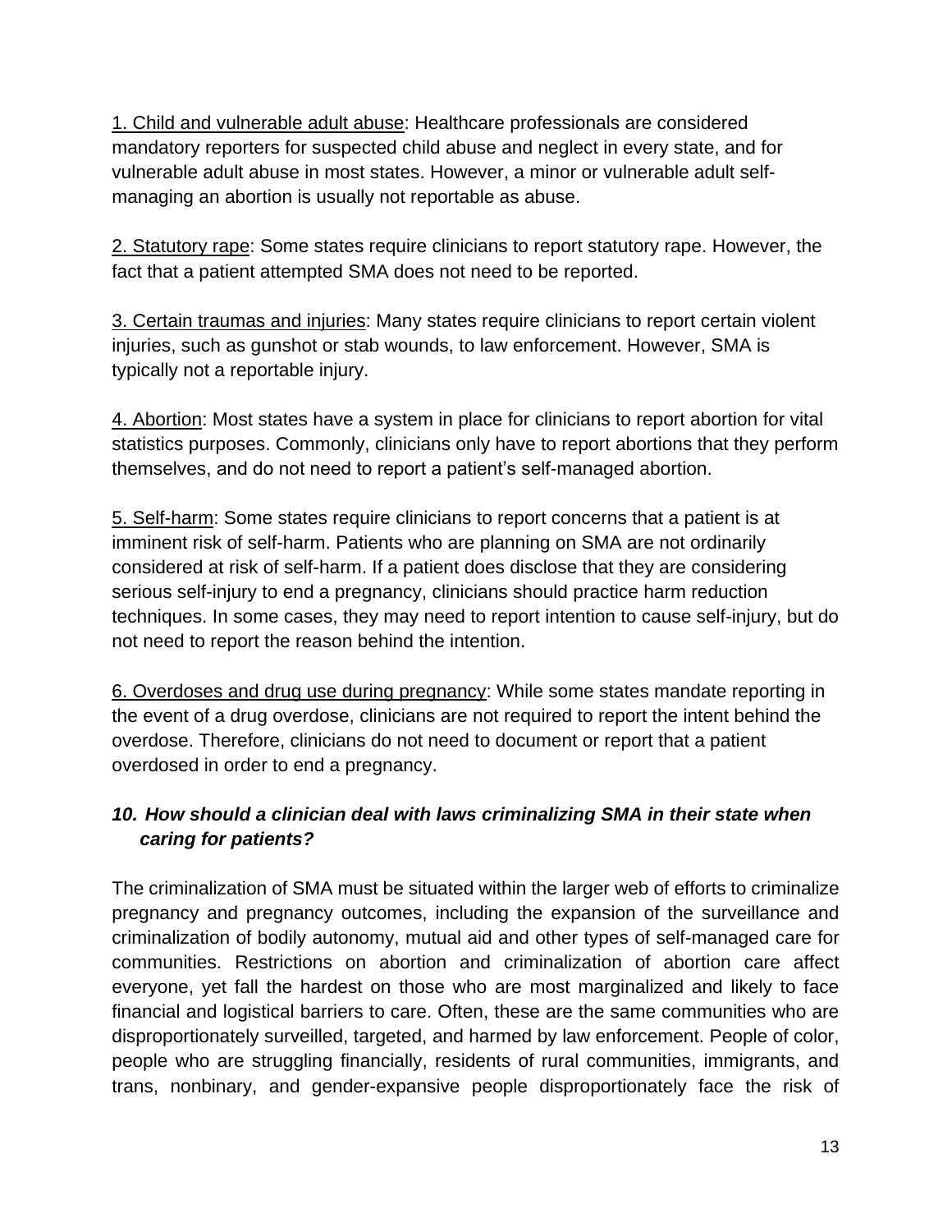1. Child and vulnerable adult abuse: Healthcare professionals are considered mandatory reporters for suspected child abuse and neglect in every state, and for vulnerable adult abuse in most states. However, a minor or vulnerable adult self-managing an abortion is usually not reportable as abuse.

2. Statutory rape: Some states require clinicians to report statutory rape. However, the fact that a patient attempted SMA does not need to be reported.

3. Certain traumas and injuries: Many states require clinicians to report certain violent injuries, such as gunshot or stab wounds, to law enforcement. However, SMA is typically not a reportable injury.

4. Abortion: Most states have a system in place for clinicians to report abortion for vital statistics purposes. Commonly, clinicians only have to report abortions that they perform themselves, and do not need to report a patient's self-managed abortion.

5. Self-harm: Some states require clinicians to report concerns that a patient is at imminent risk of self-harm. Patients who are planning on SMA are not ordinarily considered at risk of self-harm. If a patient does disclose that they are considering serious self-injury to end a pregnancy, clinicians should practice harm reduction techniques. In some cases, they may need to report intention to cause self-injury, but do not need to report the reason behind the intention.

6. Overdoses and drug use during pregnancy: While some states mandate reporting in the event of a drug overdose, clinicians are not required to report the intent behind the overdose. Therefore, clinicians do not need to document or report that a patient overdosed in order to end a pregnancy.

### *10. How should a clinician deal with laws criminalizing SMA in their state when caring for patients?*

The criminalization of SMA must be situated within the larger web of efforts to criminalize pregnancy and pregnancy outcomes, including the expansion of the surveillance and criminalization of bodily autonomy, mutual aid and other types of self-managed care for communities. Restrictions on abortion and criminalization of abortion care affect everyone, yet fall the hardest on those who are most marginalized and likely to face financial and logistical barriers to care. Often, these are the same communities who are disproportionately surveilled, targeted, and harmed by law enforcement. People of color, people who are struggling financially, residents of rural communities, immigrants, and trans, nonbinary, and gender-expansive people disproportionately face the risk of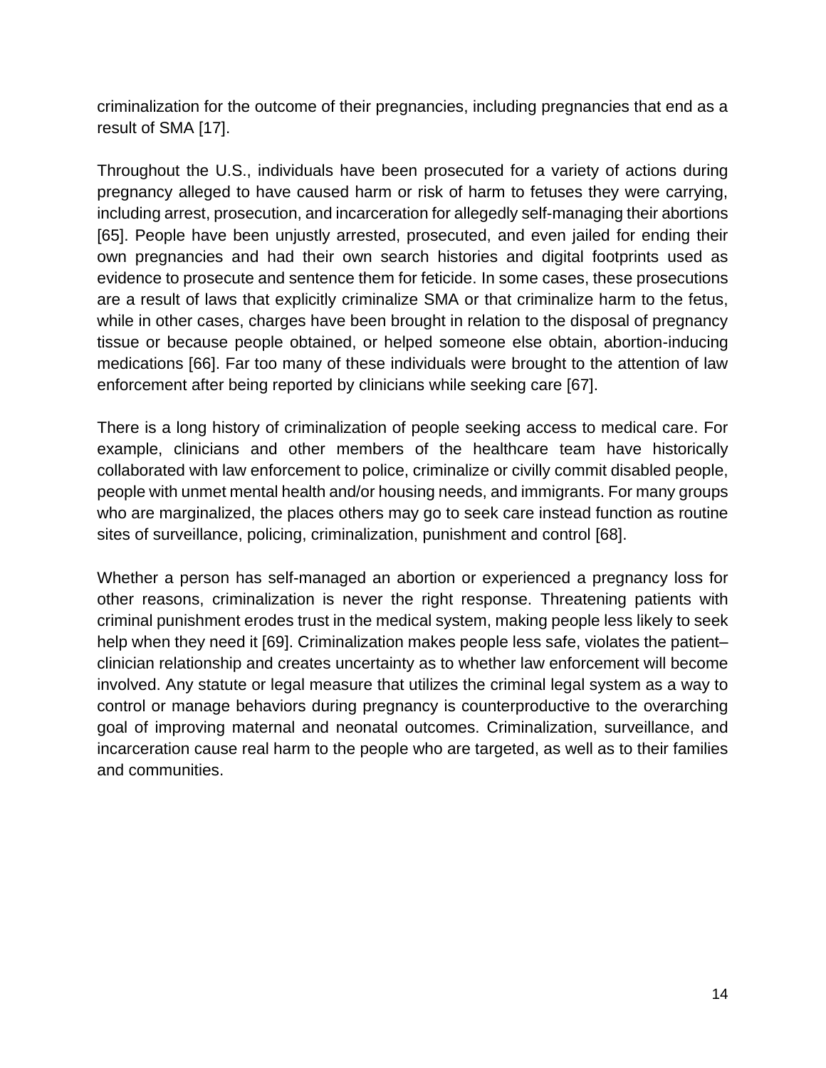criminalization for the outcome of their pregnancies, including pregnancies that end as a result of SMA [17].

Throughout the U.S., individuals have been prosecuted for a variety of actions during pregnancy alleged to have caused harm or risk of harm to fetuses they were carrying, including arrest, prosecution, and incarceration for allegedly self-managing their abortions [65]. People have been unjustly arrested, prosecuted, and even jailed for ending their own pregnancies and had their own search histories and digital footprints used as evidence to prosecute and sentence them for feticide. In some cases, these prosecutions are a result of laws that explicitly criminalize SMA or that criminalize harm to the fetus, while in other cases, charges have been brought in relation to the disposal of pregnancy tissue or because people obtained, or helped someone else obtain, abortion-inducing medications [66]. Far too many of these individuals were brought to the attention of law enforcement after being reported by clinicians while seeking care [67].

There is a long history of criminalization of people seeking access to medical care. For example, clinicians and other members of the healthcare team have historically collaborated with law enforcement to police, criminalize or civilly commit disabled people, people with unmet mental health and/or housing needs, and immigrants. For many groups who are marginalized, the places others may go to seek care instead function as routine sites of surveillance, policing, criminalization, punishment and control [68].

Whether a person has self-managed an abortion or experienced a pregnancy loss for other reasons, criminalization is never the right response. Threatening patients with criminal punishment erodes trust in the medical system, making people less likely to seek help when they need it [69]. Criminalization makes people less safe, violates the patient–clinician relationship and creates uncertainty as to whether law enforcement will become involved. Any statute or legal measure that utilizes the criminal legal system as a way to control or manage behaviors during pregnancy is counterproductive to the overarching goal of improving maternal and neonatal outcomes. Criminalization, surveillance, and incarceration cause real harm to the people who are targeted, as well as to their families and communities.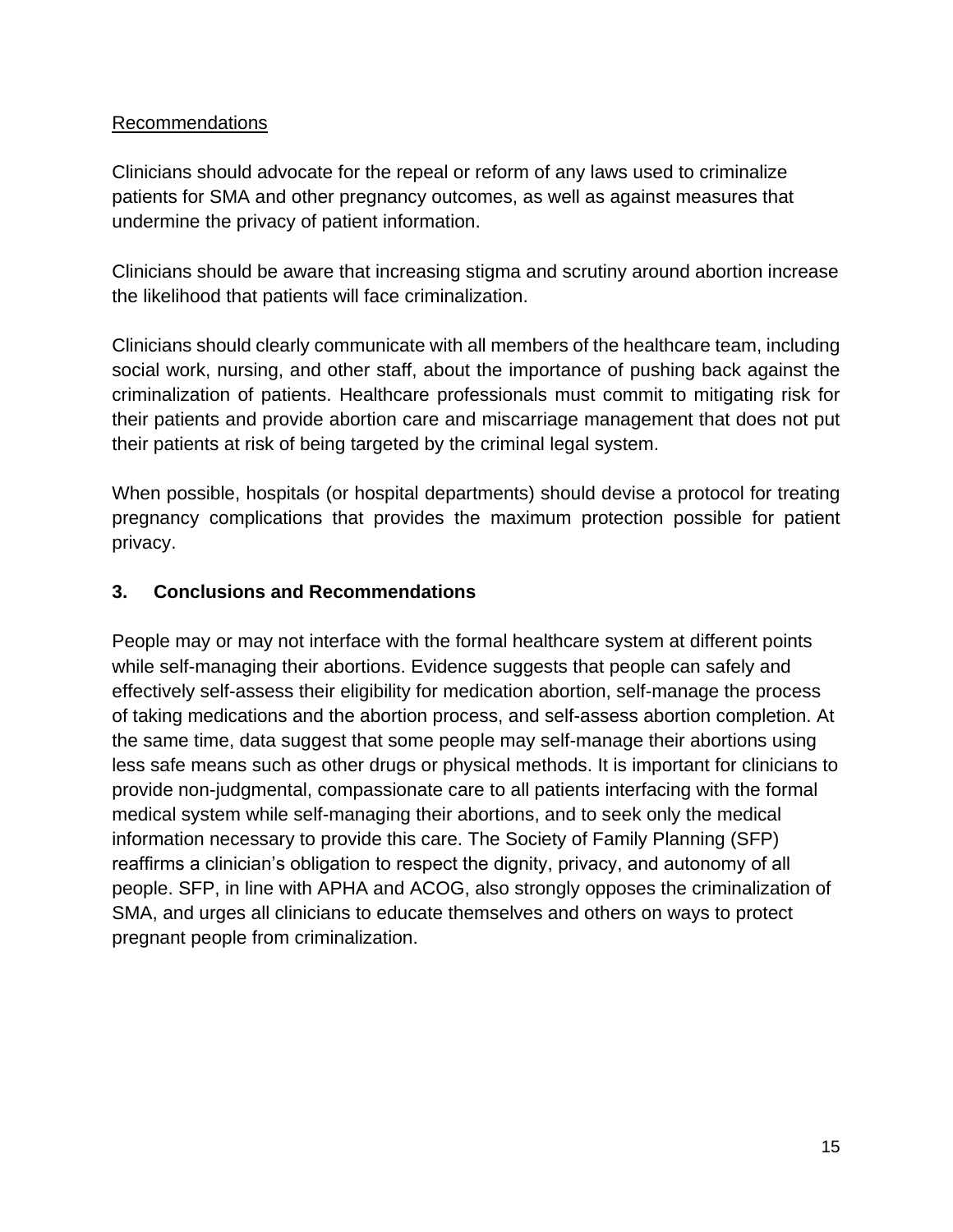Recommendations

Clinicians should advocate for the repeal or reform of any laws used to criminalize patients for SMA and other pregnancy outcomes, as well as against measures that undermine the privacy of patient information.

Clinicians should be aware that increasing stigma and scrutiny around abortion increase the likelihood that patients will face criminalization.

Clinicians should clearly communicate with all members of the healthcare team, including social work, nursing, and other staff, about the importance of pushing back against the criminalization of patients. Healthcare professionals must commit to mitigating risk for their patients and provide abortion care and miscarriage management that does not put their patients at risk of being targeted by the criminal legal system.

When possible, hospitals (or hospital departments) should devise a protocol for treating pregnancy complications that provides the maximum protection possible for patient privacy.

## 3. Conclusions and Recommendations

People may or may not interface with the formal healthcare system at different points while self-managing their abortions. Evidence suggests that people can safely and effectively self-assess their eligibility for medication abortion, self-manage the process of taking medications and the abortion process, and self-assess abortion completion. At the same time, data suggest that some people may self-manage their abortions using less safe means such as other drugs or physical methods. It is important for clinicians to provide non-judgmental, compassionate care to all patients interfacing with the formal medical system while self-managing their abortions, and to seek only the medical information necessary to provide this care. The Society of Family Planning (SFP) reaffirms a clinician's obligation to respect the dignity, privacy, and autonomy of all people. SFP, in line with APHA and ACOG, also strongly opposes the criminalization of SMA, and urges all clinicians to educate themselves and others on ways to protect pregnant people from criminalization.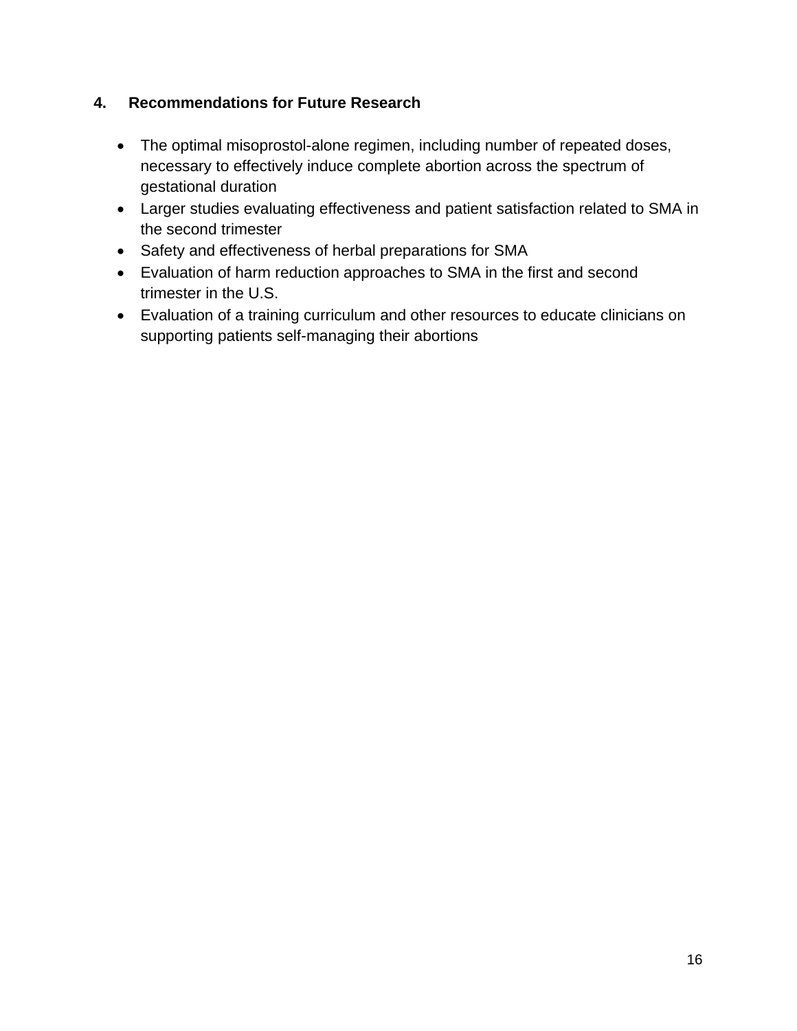## 4. Recommendations for Future Research

- The optimal misoprostol-alone regimen, including number of repeated doses, necessary to effectively induce complete abortion across the spectrum of gestational duration
- Larger studies evaluating effectiveness and patient satisfaction related to SMA in the second trimester
- Safety and effectiveness of herbal preparations for SMA
- Evaluation of harm reduction approaches to SMA in the first and second trimester in the U.S.
- Evaluation of a training curriculum and other resources to educate clinicians on supporting patients self-managing their abortions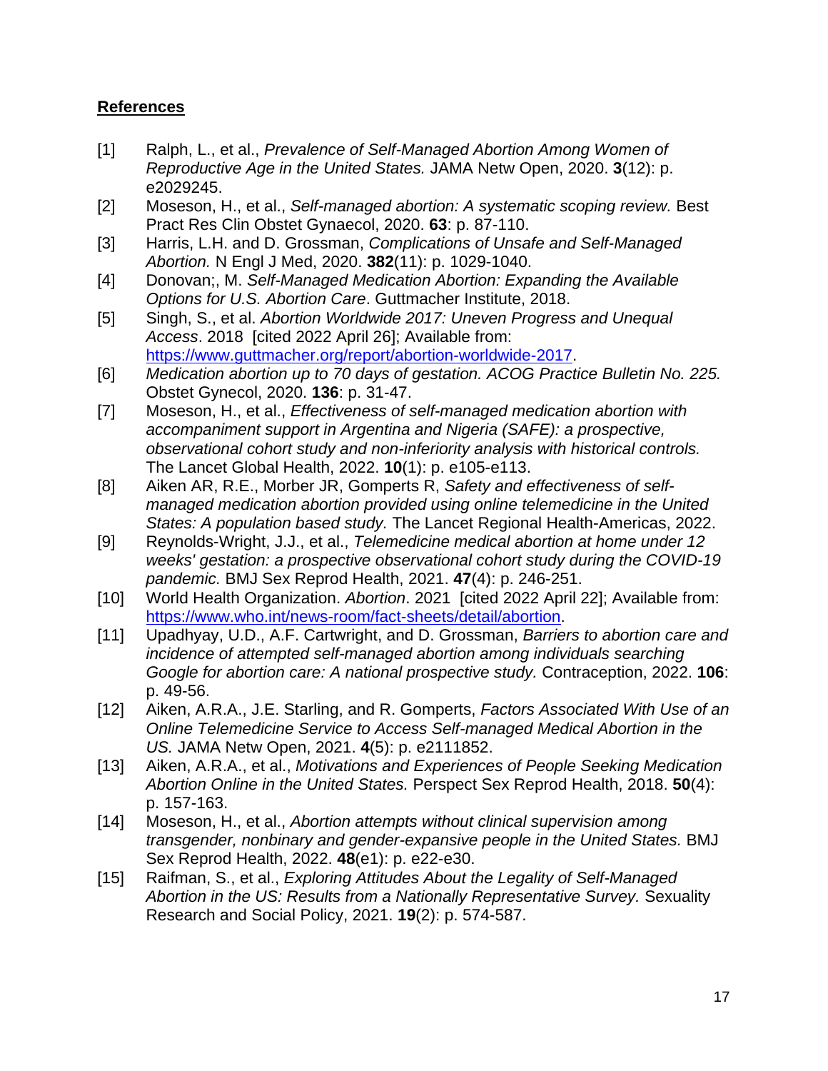**References**

[1] Ralph, L., et al., *Prevalence of Self-Managed Abortion Among Women of Reproductive Age in the United States.* JAMA Netw Open, 2020. **3**(12): p. e2029245.

[2] Moseson, H., et al., *Self-managed abortion: A systematic scoping review.* Best Pract Res Clin Obstet Gynaecol, 2020. **63**: p. 87-110.

[3] Harris, L.H. and D. Grossman, *Complications of Unsafe and Self-Managed Abortion.* N Engl J Med, 2020. **382**(11): p. 1029-1040.

[4] Donovan;, M. *Self-Managed Medication Abortion: Expanding the Available Options for U.S. Abortion Care*. Guttmacher Institute, 2018.

[5] Singh, S., et al. *Abortion Worldwide 2017: Uneven Progress and Unequal Access*. 2018 [cited 2022 April 26]; Available from: https://www.guttmacher.org/report/abortion-worldwide-2017.

[6] *Medication abortion up to 70 days of gestation. ACOG Practice Bulletin No. 225.* Obstet Gynecol, 2020. **136**: p. 31-47.

[7] Moseson, H., et al., *Effectiveness of self-managed medication abortion with accompaniment support in Argentina and Nigeria (SAFE): a prospective, observational cohort study and non-inferiority analysis with historical controls.* The Lancet Global Health, 2022. **10**(1): p. e105-e113.

[8] Aiken AR, R.E., Morber JR, Gomperts R, *Safety and effectiveness of self-managed medication abortion provided using online telemedicine in the United States: A population based study.* The Lancet Regional Health-Americas, 2022.

[9] Reynolds-Wright, J.J., et al., *Telemedicine medical abortion at home under 12 weeks' gestation: a prospective observational cohort study during the COVID-19 pandemic.* BMJ Sex Reprod Health, 2021. **47**(4): p. 246-251.

[10] World Health Organization. *Abortion*. 2021 [cited 2022 April 22]; Available from: https://www.who.int/news-room/fact-sheets/detail/abortion.

[11] Upadhyay, U.D., A.F. Cartwright, and D. Grossman, *Barriers to abortion care and incidence of attempted self-managed abortion among individuals searching Google for abortion care: A national prospective study.* Contraception, 2022. **106**: p. 49-56.

[12] Aiken, A.R.A., J.E. Starling, and R. Gomperts, *Factors Associated With Use of an Online Telemedicine Service to Access Self-managed Medical Abortion in the US.* JAMA Netw Open, 2021. **4**(5): p. e2111852.

[13] Aiken, A.R.A., et al., *Motivations and Experiences of People Seeking Medication Abortion Online in the United States.* Perspect Sex Reprod Health, 2018. **50**(4): p. 157-163.

[14] Moseson, H., et al., *Abortion attempts without clinical supervision among transgender, nonbinary and gender-expansive people in the United States.* BMJ Sex Reprod Health, 2022. **48**(e1): p. e22-e30.

[15] Raifman, S., et al., *Exploring Attitudes About the Legality of Self-Managed Abortion in the US: Results from a Nationally Representative Survey.* Sexuality Research and Social Policy, 2021. **19**(2): p. 574-587.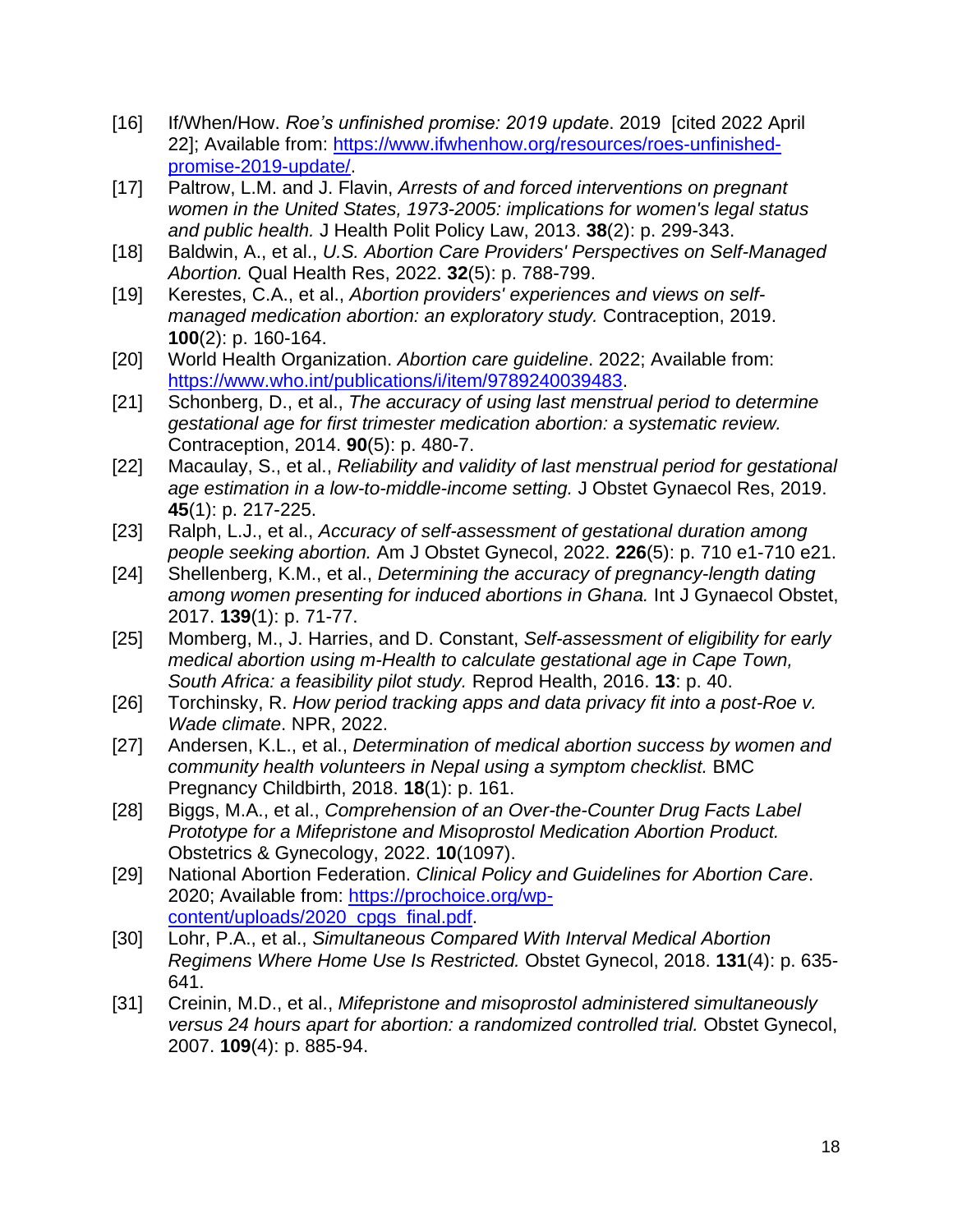[16] If/When/How. *Roe's unfinished promise: 2019 update*. 2019 [cited 2022 April 22]; Available from: https://www.ifwhenhow.org/resources/roes-unfinished-promise-2019-update/.

[17] Paltrow, L.M. and J. Flavin, *Arrests of and forced interventions on pregnant women in the United States, 1973-2005: implications for women's legal status and public health.* J Health Polit Policy Law, 2013. **38**(2): p. 299-343.

[18] Baldwin, A., et al., *U.S. Abortion Care Providers' Perspectives on Self-Managed Abortion.* Qual Health Res, 2022. **32**(5): p. 788-799.

[19] Kerestes, C.A., et al., *Abortion providers' experiences and views on self-managed medication abortion: an exploratory study.* Contraception, 2019. **100**(2): p. 160-164.

[20] World Health Organization. *Abortion care guideline*. 2022; Available from: https://www.who.int/publications/i/item/9789240039483.

[21] Schonberg, D., et al., *The accuracy of using last menstrual period to determine gestational age for first trimester medication abortion: a systematic review.* Contraception, 2014. **90**(5): p. 480-7.

[22] Macaulay, S., et al., *Reliability and validity of last menstrual period for gestational age estimation in a low-to-middle-income setting.* J Obstet Gynaecol Res, 2019. **45**(1): p. 217-225.

[23] Ralph, L.J., et al., *Accuracy of self-assessment of gestational duration among people seeking abortion.* Am J Obstet Gynecol, 2022. **226**(5): p. 710 e1-710 e21.

[24] Shellenberg, K.M., et al., *Determining the accuracy of pregnancy-length dating among women presenting for induced abortions in Ghana.* Int J Gynaecol Obstet, 2017. **139**(1): p. 71-77.

[25] Momberg, M., J. Harries, and D. Constant, *Self-assessment of eligibility for early medical abortion using m-Health to calculate gestational age in Cape Town, South Africa: a feasibility pilot study.* Reprod Health, 2016. **13**: p. 40.

[26] Torchinsky, R. *How period tracking apps and data privacy fit into a post-Roe v. Wade climate*. NPR, 2022.

[27] Andersen, K.L., et al., *Determination of medical abortion success by women and community health volunteers in Nepal using a symptom checklist.* BMC Pregnancy Childbirth, 2018. **18**(1): p. 161.

[28] Biggs, M.A., et al., *Comprehension of an Over-the-Counter Drug Facts Label Prototype for a Mifepristone and Misoprostol Medication Abortion Product.* Obstetrics & Gynecology, 2022. **10**(1097).

[29] National Abortion Federation. *Clinical Policy and Guidelines for Abortion Care*. 2020; Available from: https://prochoice.org/wp-content/uploads/2020_cpgs_final.pdf.

[30] Lohr, P.A., et al., *Simultaneous Compared With Interval Medical Abortion Regimens Where Home Use Is Restricted.* Obstet Gynecol, 2018. **131**(4): p. 635-641.

[31] Creinin, M.D., et al., *Mifepristone and misoprostol administered simultaneously versus 24 hours apart for abortion: a randomized controlled trial.* Obstet Gynecol, 2007. **109**(4): p. 885-94.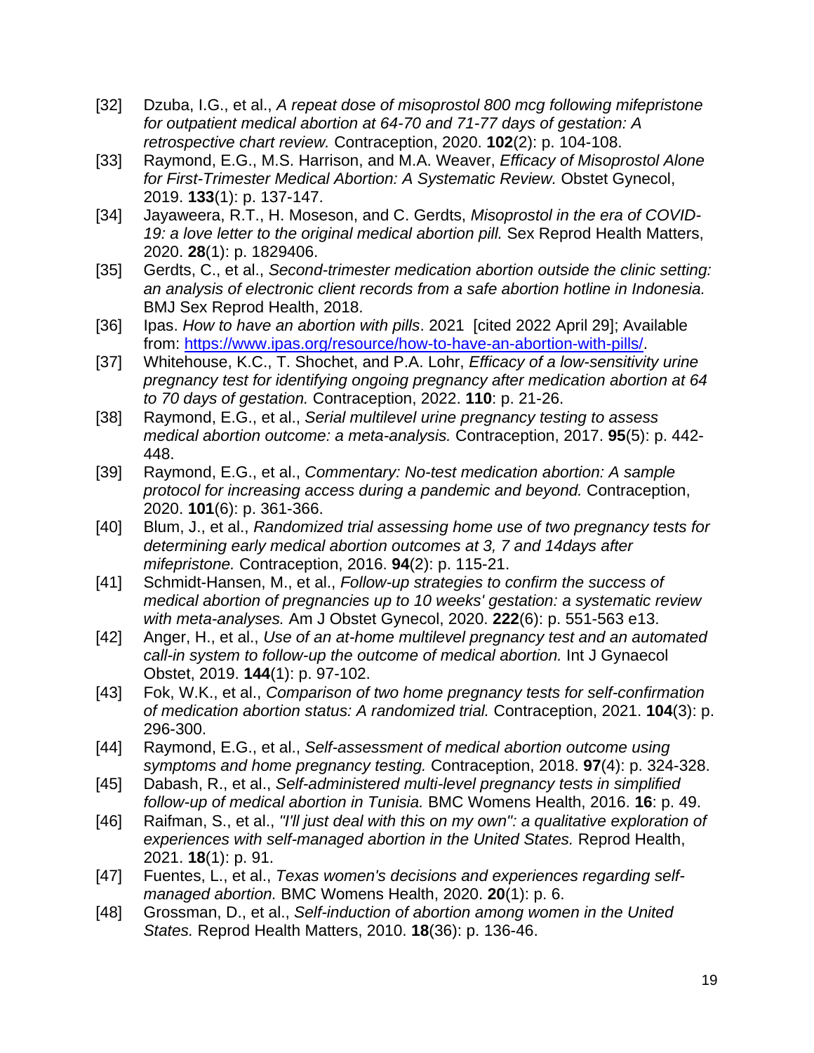[32] Dzuba, I.G., et al., *A repeat dose of misoprostol 800 mcg following mifepristone for outpatient medical abortion at 64-70 and 71-77 days of gestation: A retrospective chart review.* Contraception, 2020. **102**(2): p. 104-108.

[33] Raymond, E.G., M.S. Harrison, and M.A. Weaver, *Efficacy of Misoprostol Alone for First-Trimester Medical Abortion: A Systematic Review.* Obstet Gynecol, 2019. **133**(1): p. 137-147.

[34] Jayaweera, R.T., H. Moseson, and C. Gerdts, *Misoprostol in the era of COVID-19: a love letter to the original medical abortion pill.* Sex Reprod Health Matters, 2020. **28**(1): p. 1829406.

[35] Gerdts, C., et al., *Second-trimester medication abortion outside the clinic setting: an analysis of electronic client records from a safe abortion hotline in Indonesia.* BMJ Sex Reprod Health, 2018.

[36] Ipas. *How to have an abortion with pills*. 2021 [cited 2022 April 29]; Available from: https://www.ipas.org/resource/how-to-have-an-abortion-with-pills/.

[37] Whitehouse, K.C., T. Shochet, and P.A. Lohr, *Efficacy of a low-sensitivity urine pregnancy test for identifying ongoing pregnancy after medication abortion at 64 to 70 days of gestation.* Contraception, 2022. **110**: p. 21-26.

[38] Raymond, E.G., et al., *Serial multilevel urine pregnancy testing to assess medical abortion outcome: a meta-analysis.* Contraception, 2017. **95**(5): p. 442-448.

[39] Raymond, E.G., et al., *Commentary: No-test medication abortion: A sample protocol for increasing access during a pandemic and beyond.* Contraception, 2020. **101**(6): p. 361-366.

[40] Blum, J., et al., *Randomized trial assessing home use of two pregnancy tests for determining early medical abortion outcomes at 3, 7 and 14days after mifepristone.* Contraception, 2016. **94**(2): p. 115-21.

[41] Schmidt-Hansen, M., et al., *Follow-up strategies to confirm the success of medical abortion of pregnancies up to 10 weeks' gestation: a systematic review with meta-analyses.* Am J Obstet Gynecol, 2020. **222**(6): p. 551-563 e13.

[42] Anger, H., et al., *Use of an at-home multilevel pregnancy test and an automated call-in system to follow-up the outcome of medical abortion.* Int J Gynaecol Obstet, 2019. **144**(1): p. 97-102.

[43] Fok, W.K., et al., *Comparison of two home pregnancy tests for self-confirmation of medication abortion status: A randomized trial.* Contraception, 2021. **104**(3): p. 296-300.

[44] Raymond, E.G., et al., *Self-assessment of medical abortion outcome using symptoms and home pregnancy testing.* Contraception, 2018. **97**(4): p. 324-328.

[45] Dabash, R., et al., *Self-administered multi-level pregnancy tests in simplified follow-up of medical abortion in Tunisia.* BMC Womens Health, 2016. **16**: p. 49.

[46] Raifman, S., et al., *"I'll just deal with this on my own": a qualitative exploration of experiences with self-managed abortion in the United States.* Reprod Health, 2021. **18**(1): p. 91.

[47] Fuentes, L., et al., *Texas women's decisions and experiences regarding self-managed abortion.* BMC Womens Health, 2020. **20**(1): p. 6.

[48] Grossman, D., et al., *Self-induction of abortion among women in the United States.* Reprod Health Matters, 2010. **18**(36): p. 136-46.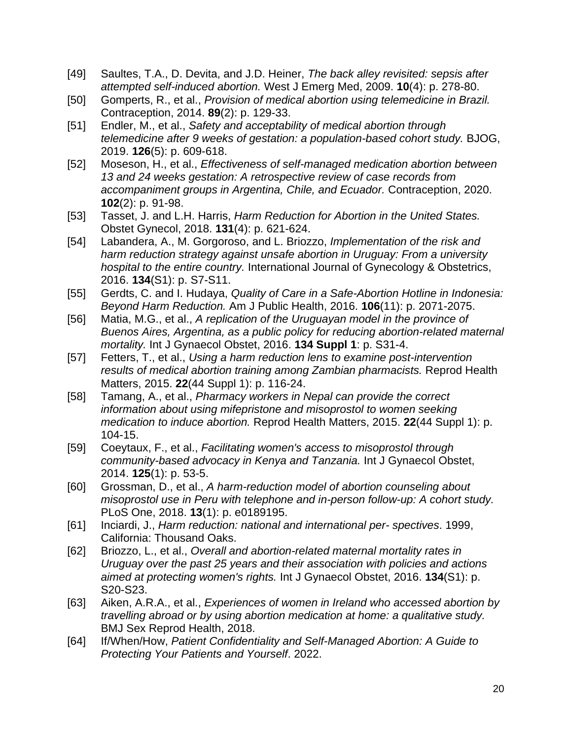[49] Saultes, T.A., D. Devita, and J.D. Heiner, *The back alley revisited: sepsis after attempted self-induced abortion.* West J Emerg Med, 2009. **10**(4): p. 278-80.

[50] Gomperts, R., et al., *Provision of medical abortion using telemedicine in Brazil.* Contraception, 2014. **89**(2): p. 129-33.

[51] Endler, M., et al., *Safety and acceptability of medical abortion through telemedicine after 9 weeks of gestation: a population-based cohort study.* BJOG, 2019. **126**(5): p. 609-618.

[52] Moseson, H., et al., *Effectiveness of self-managed medication abortion between 13 and 24 weeks gestation: A retrospective review of case records from accompaniment groups in Argentina, Chile, and Ecuador.* Contraception, 2020. **102**(2): p. 91-98.

[53] Tasset, J. and L.H. Harris, *Harm Reduction for Abortion in the United States.* Obstet Gynecol, 2018. **131**(4): p. 621-624.

[54] Labandera, A., M. Gorgoroso, and L. Briozzo, *Implementation of the risk and harm reduction strategy against unsafe abortion in Uruguay: From a university hospital to the entire country.* International Journal of Gynecology & Obstetrics, 2016. **134**(S1): p. S7-S11.

[55] Gerdts, C. and I. Hudaya, *Quality of Care in a Safe-Abortion Hotline in Indonesia: Beyond Harm Reduction.* Am J Public Health, 2016. **106**(11): p. 2071-2075.

[56] Matia, M.G., et al., *A replication of the Uruguayan model in the province of Buenos Aires, Argentina, as a public policy for reducing abortion-related maternal mortality.* Int J Gynaecol Obstet, 2016. **134 Suppl 1**: p. S31-4.

[57] Fetters, T., et al., *Using a harm reduction lens to examine post-intervention results of medical abortion training among Zambian pharmacists.* Reprod Health Matters, 2015. **22**(44 Suppl 1): p. 116-24.

[58] Tamang, A., et al., *Pharmacy workers in Nepal can provide the correct information about using mifepristone and misoprostol to women seeking medication to induce abortion.* Reprod Health Matters, 2015. **22**(44 Suppl 1): p. 104-15.

[59] Coeytaux, F., et al., *Facilitating women's access to misoprostol through community-based advocacy in Kenya and Tanzania.* Int J Gynaecol Obstet, 2014. **125**(1): p. 53-5.

[60] Grossman, D., et al., *A harm-reduction model of abortion counseling about misoprostol use in Peru with telephone and in-person follow-up: A cohort study.* PLoS One, 2018. **13**(1): p. e0189195.

[61] Inciardi, J., *Harm reduction: national and international per- spectives*. 1999, California: Thousand Oaks.

[62] Briozzo, L., et al., *Overall and abortion-related maternal mortality rates in Uruguay over the past 25 years and their association with policies and actions aimed at protecting women's rights.* Int J Gynaecol Obstet, 2016. **134**(S1): p. S20-S23.

[63] Aiken, A.R.A., et al., *Experiences of women in Ireland who accessed abortion by travelling abroad or by using abortion medication at home: a qualitative study.* BMJ Sex Reprod Health, 2018.

[64] If/When/How, *Patient Confidentiality and Self-Managed Abortion: A Guide to Protecting Your Patients and Yourself*. 2022.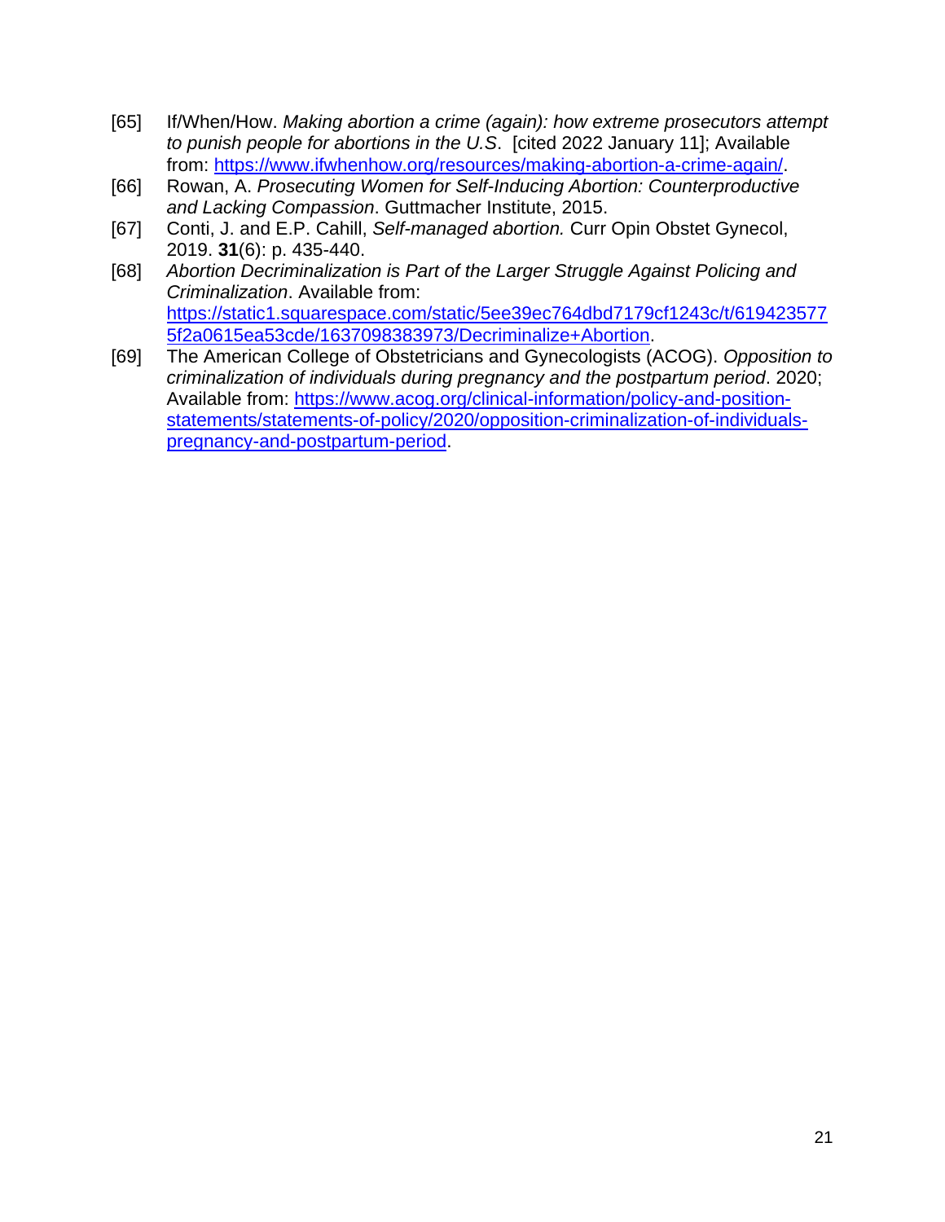[65] If/When/How. *Making abortion a crime (again): how extreme prosecutors attempt to punish people for abortions in the U.S*. [cited 2022 January 11]; Available from: https://www.ifwhenhow.org/resources/making-abortion-a-crime-again/.

[66] Rowan, A. *Prosecuting Women for Self-Inducing Abortion: Counterproductive and Lacking Compassion*. Guttmacher Institute, 2015.

[67] Conti, J. and E.P. Cahill, *Self-managed abortion.* Curr Opin Obstet Gynecol, 2019. **31**(6): p. 435-440.

[68] *Abortion Decriminalization is Part of the Larger Struggle Against Policing and Criminalization*. Available from: https://static1.squarespace.com/static/5ee39ec764dbd7179cf1243c/t/6194235775f2a0615ea53cde/1637098383973/Decriminalize+Abortion.

[69] The American College of Obstetricians and Gynecologists (ACOG). *Opposition to criminalization of individuals during pregnancy and the postpartum period*. 2020; Available from: https://www.acog.org/clinical-information/policy-and-position-statements/statements-of-policy/2020/opposition-criminalization-of-individuals-pregnancy-and-postpartum-period.